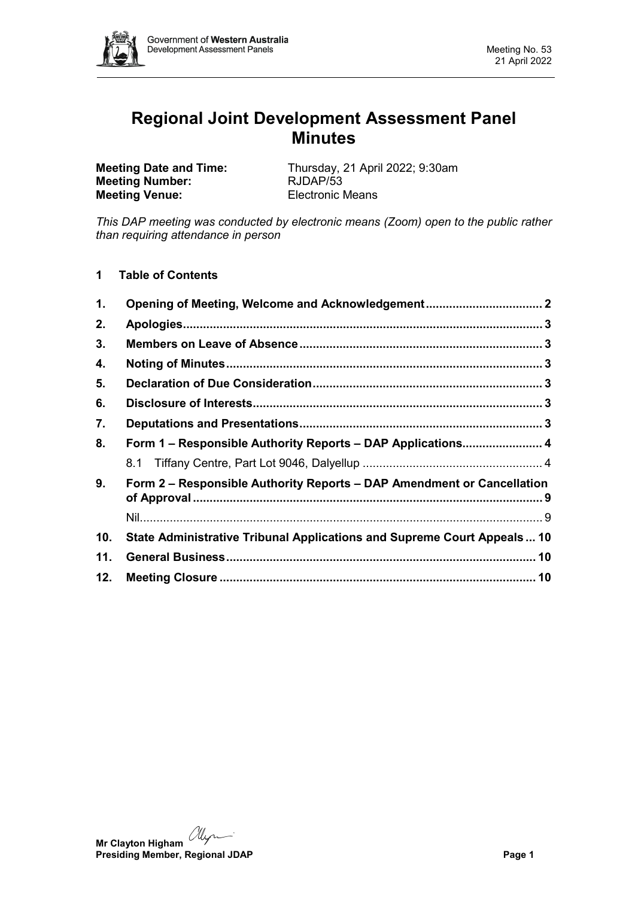# Regional Joint Development Assessment Panel Minutes

**Meeting Date and Time:** Thursday, 21 April 2022; 9:30am
**Meeting Number:** RJDAP/53
**Meeting Venue:** Electronic Means

*This DAP meeting was conducted by electronic means (Zoom) open to the public rather than requiring attendance in person*

## 1 Table of Contents

| | | |
|---|---|---|
| **1.** | **Opening of Meeting, Welcome and Acknowledgement** | **2** |
| **2.** | **Apologies** | **3** |
| **3.** | **Members on Leave of Absence** | **3** |
| **4.** | **Noting of Minutes** | **3** |
| **5.** | **Declaration of Due Consideration** | **3** |
| **6.** | **Disclosure of Interests** | **3** |
| **7.** | **Deputations and Presentations** | **3** |
| **8.** | **Form 1 – Responsible Authority Reports – DAP Applications** | **4** |
| | 8.1 Tiffany Centre, Part Lot 9046, Dalyellup | 4 |
| **9.** | **Form 2 – Responsible Authority Reports – DAP Amendment or Cancellation of Approval** | **9** |
| | Nil | 9 |
| **10.** | **State Administrative Tribunal Applications and Supreme Court Appeals** | **10** |
| **11.** | **General Business** | **10** |
| **12.** | **Meeting Closure** | **10** |

**Mr Clayton Higham**
**Presiding Member, Regional JDAP**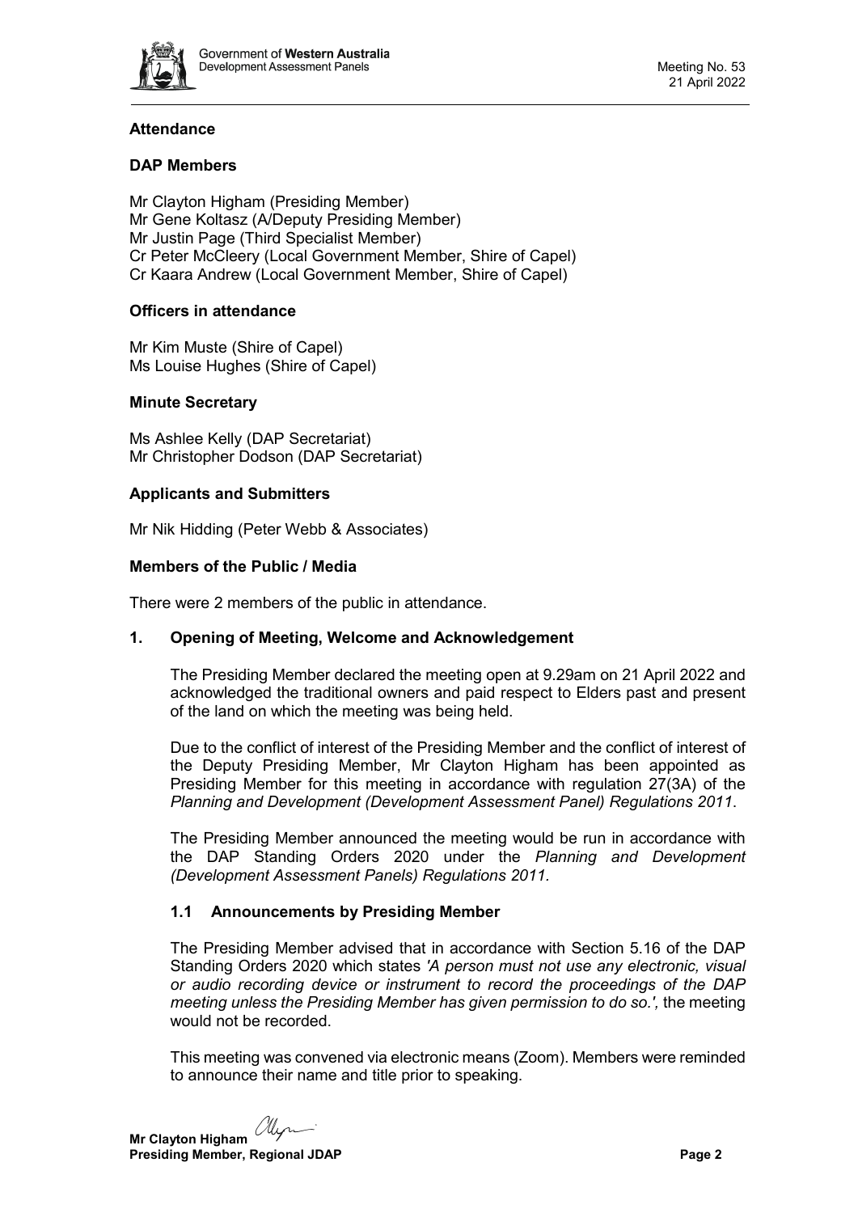## Attendance

### DAP Members

Mr Clayton Higham (Presiding Member)
Mr Gene Koltasz (A/Deputy Presiding Member)
Mr Justin Page (Third Specialist Member)
Cr Peter McCleery (Local Government Member, Shire of Capel)
Cr Kaara Andrew (Local Government Member, Shire of Capel)

### Officers in attendance

Mr Kim Muste (Shire of Capel)
Ms Louise Hughes (Shire of Capel)

### Minute Secretary

Ms Ashlee Kelly (DAP Secretariat)
Mr Christopher Dodson (DAP Secretariat)

### Applicants and Submitters

Mr Nik Hidding (Peter Webb & Associates)

### Members of the Public / Media

There were 2 members of the public in attendance.

## 1. Opening of Meeting, Welcome and Acknowledgement

The Presiding Member declared the meeting open at 9.29am on 21 April 2022 and acknowledged the traditional owners and paid respect to Elders past and present of the land on which the meeting was being held.

Due to the conflict of interest of the Presiding Member and the conflict of interest of the Deputy Presiding Member, Mr Clayton Higham has been appointed as Presiding Member for this meeting in accordance with regulation 27(3A) of the *Planning and Development (Development Assessment Panel) Regulations 2011*.

The Presiding Member announced the meeting would be run in accordance with the DAP Standing Orders 2020 under the *Planning and Development (Development Assessment Panels) Regulations 2011.*

### 1.1 Announcements by Presiding Member

The Presiding Member advised that in accordance with Section 5.16 of the DAP Standing Orders 2020 which states *'A person must not use any electronic, visual or audio recording device or instrument to record the proceedings of the DAP meeting unless the Presiding Member has given permission to do so.',* the meeting would not be recorded.

This meeting was convened via electronic means (Zoom). Members were reminded to announce their name and title prior to speaking.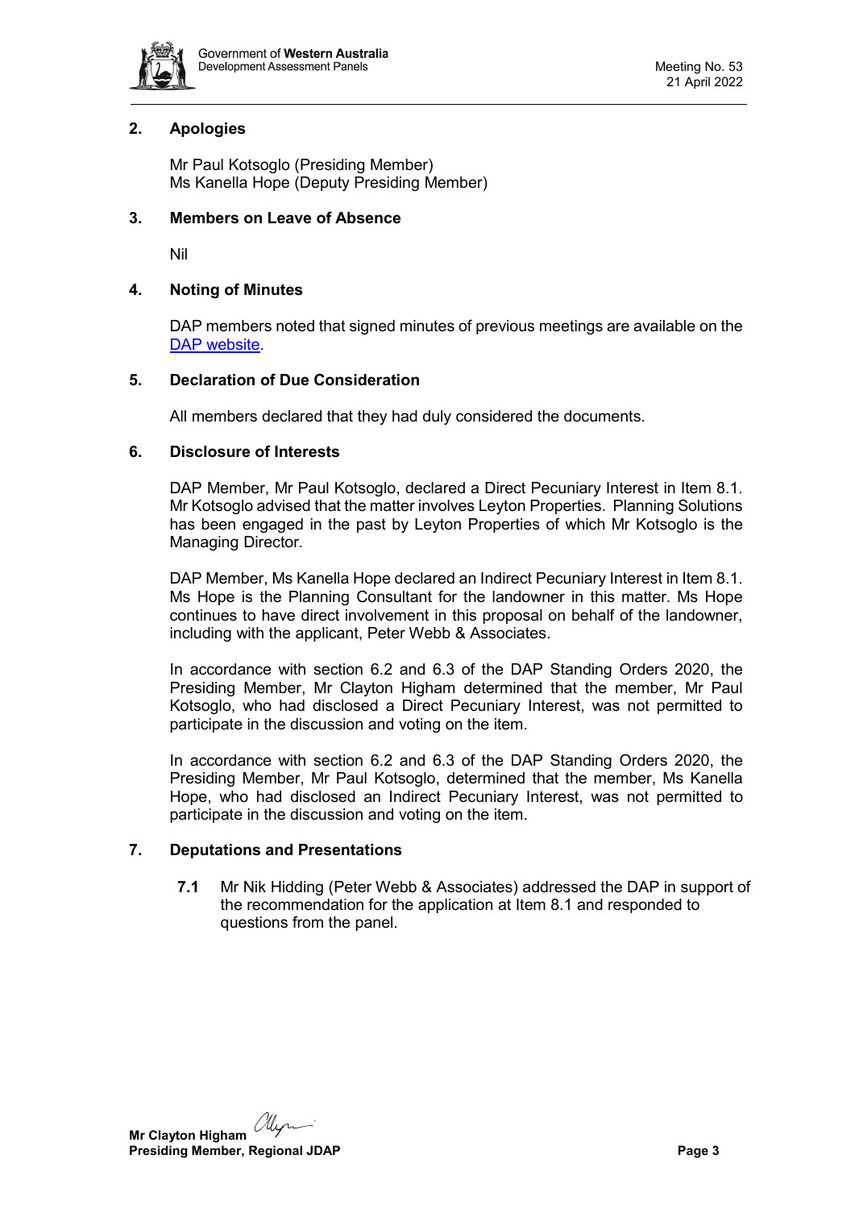## 2. Apologies

Mr Paul Kotsoglo (Presiding Member)
Ms Kanella Hope (Deputy Presiding Member)

## 3. Members on Leave of Absence

Nil

## 4. Noting of Minutes

DAP members noted that signed minutes of previous meetings are available on the DAP website.

## 5. Declaration of Due Consideration

All members declared that they had duly considered the documents.

## 6. Disclosure of Interests

DAP Member, Mr Paul Kotsoglo, declared a Direct Pecuniary Interest in Item 8.1. Mr Kotsoglo advised that the matter involves Leyton Properties. Planning Solutions has been engaged in the past by Leyton Properties of which Mr Kotsoglo is the Managing Director.

DAP Member, Ms Kanella Hope declared an Indirect Pecuniary Interest in Item 8.1. Ms Hope is the Planning Consultant for the landowner in this matter. Ms Hope continues to have direct involvement in this proposal on behalf of the landowner, including with the applicant, Peter Webb & Associates.

In accordance with section 6.2 and 6.3 of the DAP Standing Orders 2020, the Presiding Member, Mr Clayton Higham determined that the member, Mr Paul Kotsoglo, who had disclosed a Direct Pecuniary Interest, was not permitted to participate in the discussion and voting on the item.

In accordance with section 6.2 and 6.3 of the DAP Standing Orders 2020, the Presiding Member, Mr Paul Kotsoglo, determined that the member, Ms Kanella Hope, who had disclosed an Indirect Pecuniary Interest, was not permitted to participate in the discussion and voting on the item.

## 7. Deputations and Presentations

**7.1** Mr Nik Hidding (Peter Webb & Associates) addressed the DAP in support of the recommendation for the application at Item 8.1 and responded to questions from the panel.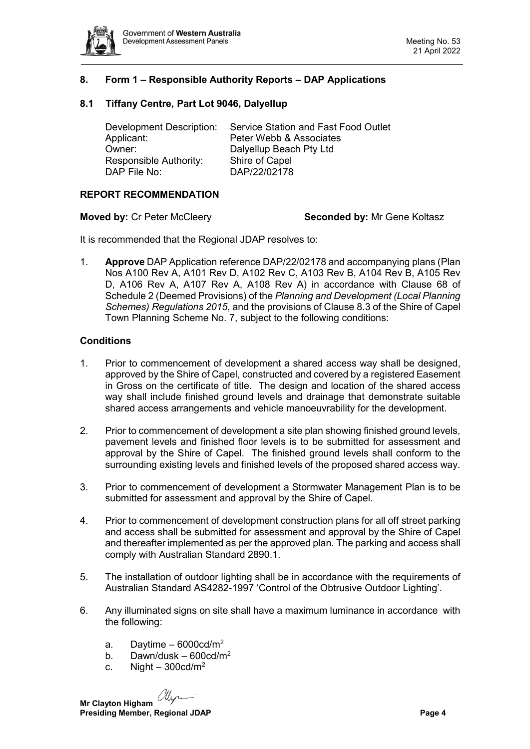## 8. Form 1 – Responsible Authority Reports – DAP Applications

### 8.1 Tiffany Centre, Part Lot 9046, Dalyellup

| | |
|---|---|
| Development Description: | Service Station and Fast Food Outlet |
| Applicant: | Peter Webb & Associates |
| Owner: | Dalyellup Beach Pty Ltd |
| Responsible Authority: | Shire of Capel |
| DAP File No: | DAP/22/02178 |

### REPORT RECOMMENDATION

**Moved by:** Cr Peter McCleery **Seconded by:** Mr Gene Koltasz

It is recommended that the Regional JDAP resolves to:

1. **Approve** DAP Application reference DAP/22/02178 and accompanying plans (Plan Nos A100 Rev A, A101 Rev D, A102 Rev C, A103 Rev B, A104 Rev B, A105 Rev D, A106 Rev A, A107 Rev A, A108 Rev A) in accordance with Clause 68 of Schedule 2 (Deemed Provisions) of the *Planning and Development (Local Planning Schemes) Regulations 2015*, and the provisions of Clause 8.3 of the Shire of Capel Town Planning Scheme No. 7, subject to the following conditions:

### Conditions

1. Prior to commencement of development a shared access way shall be designed, approved by the Shire of Capel, constructed and covered by a registered Easement in Gross on the certificate of title. The design and location of the shared access way shall include finished ground levels and drainage that demonstrate suitable shared access arrangements and vehicle manoeuvrability for the development.
2. Prior to commencement of development a site plan showing finished ground levels, pavement levels and finished floor levels is to be submitted for assessment and approval by the Shire of Capel. The finished ground levels shall conform to the surrounding existing levels and finished levels of the proposed shared access way.
3. Prior to commencement of development a Stormwater Management Plan is to be submitted for assessment and approval by the Shire of Capel.
4. Prior to commencement of development construction plans for all off street parking and access shall be submitted for assessment and approval by the Shire of Capel and thereafter implemented as per the approved plan. The parking and access shall comply with Australian Standard 2890.1.
5. The installation of outdoor lighting shall be in accordance with the requirements of Australian Standard AS4282-1997 'Control of the Obtrusive Outdoor Lighting'.
6. Any illuminated signs on site shall have a maximum luminance in accordance with the following:
   a. Daytime – 6000cd/$m^2$
   b. Dawn/dusk – 600cd/$m^2$
   c. Night – 300cd/$m^2$

**Mr Clayton Higham**
**Presiding Member, Regional JDAP**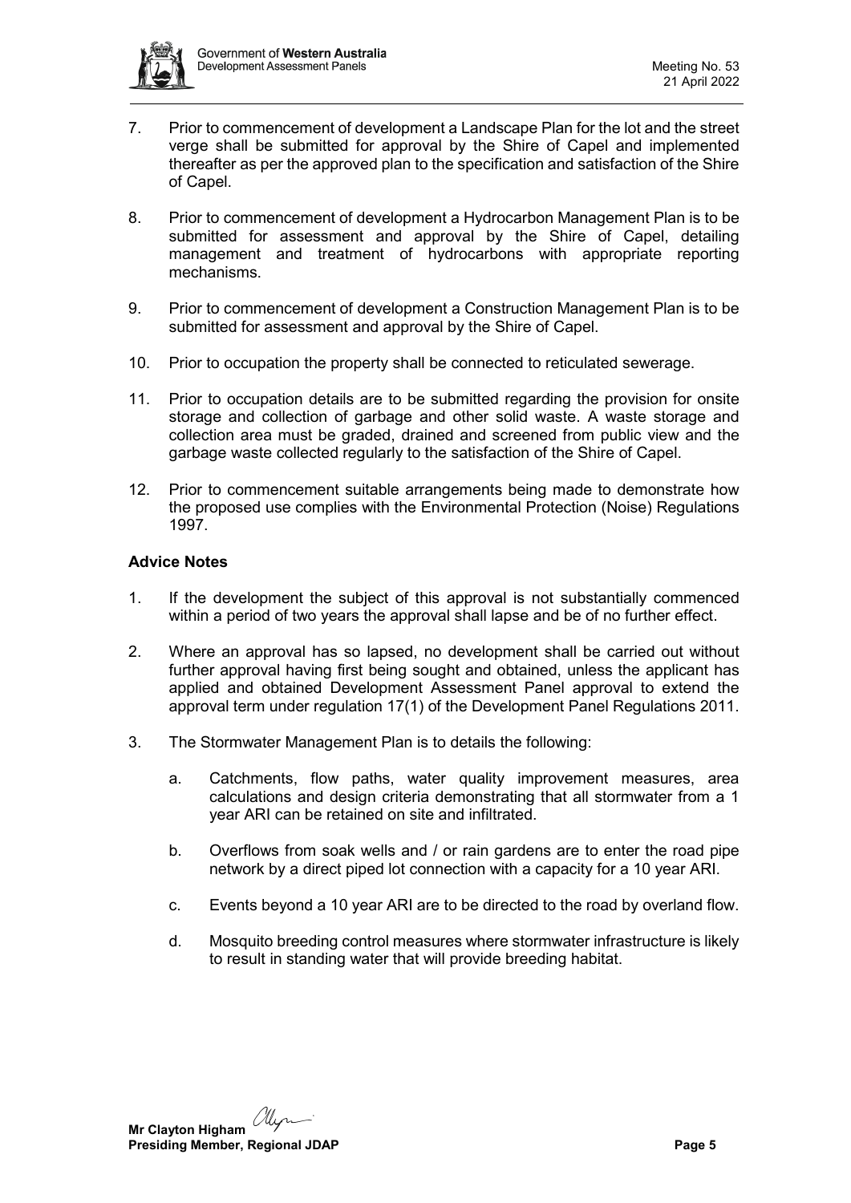7. Prior to commencement of development a Landscape Plan for the lot and the street verge shall be submitted for approval by the Shire of Capel and implemented thereafter as per the approved plan to the specification and satisfaction of the Shire of Capel.

8. Prior to commencement of development a Hydrocarbon Management Plan is to be submitted for assessment and approval by the Shire of Capel, detailing management and treatment of hydrocarbons with appropriate reporting mechanisms.

9. Prior to commencement of development a Construction Management Plan is to be submitted for assessment and approval by the Shire of Capel.

10. Prior to occupation the property shall be connected to reticulated sewerage.

11. Prior to occupation details are to be submitted regarding the provision for onsite storage and collection of garbage and other solid waste. A waste storage and collection area must be graded, drained and screened from public view and the garbage waste collected regularly to the satisfaction of the Shire of Capel.

12. Prior to commencement suitable arrangements being made to demonstrate how the proposed use complies with the Environmental Protection (Noise) Regulations 1997.

**Advice Notes**

1. If the development the subject of this approval is not substantially commenced within a period of two years the approval shall lapse and be of no further effect.

2. Where an approval has so lapsed, no development shall be carried out without further approval having first being sought and obtained, unless the applicant has applied and obtained Development Assessment Panel approval to extend the approval term under regulation 17(1) of the Development Panel Regulations 2011.

3. The Stormwater Management Plan is to details the following:

   a. Catchments, flow paths, water quality improvement measures, area calculations and design criteria demonstrating that all stormwater from a 1 year ARI can be retained on site and infiltrated.

   b. Overflows from soak wells and / or rain gardens are to enter the road pipe network by a direct piped lot connection with a capacity for a 10 year ARI.

   c. Events beyond a 10 year ARI are to be directed to the road by overland flow.

   d. Mosquito breeding control measures where stormwater infrastructure is likely to result in standing water that will provide breeding habitat.

**Mr Clayton Higham**
**Presiding Member, Regional JDAP**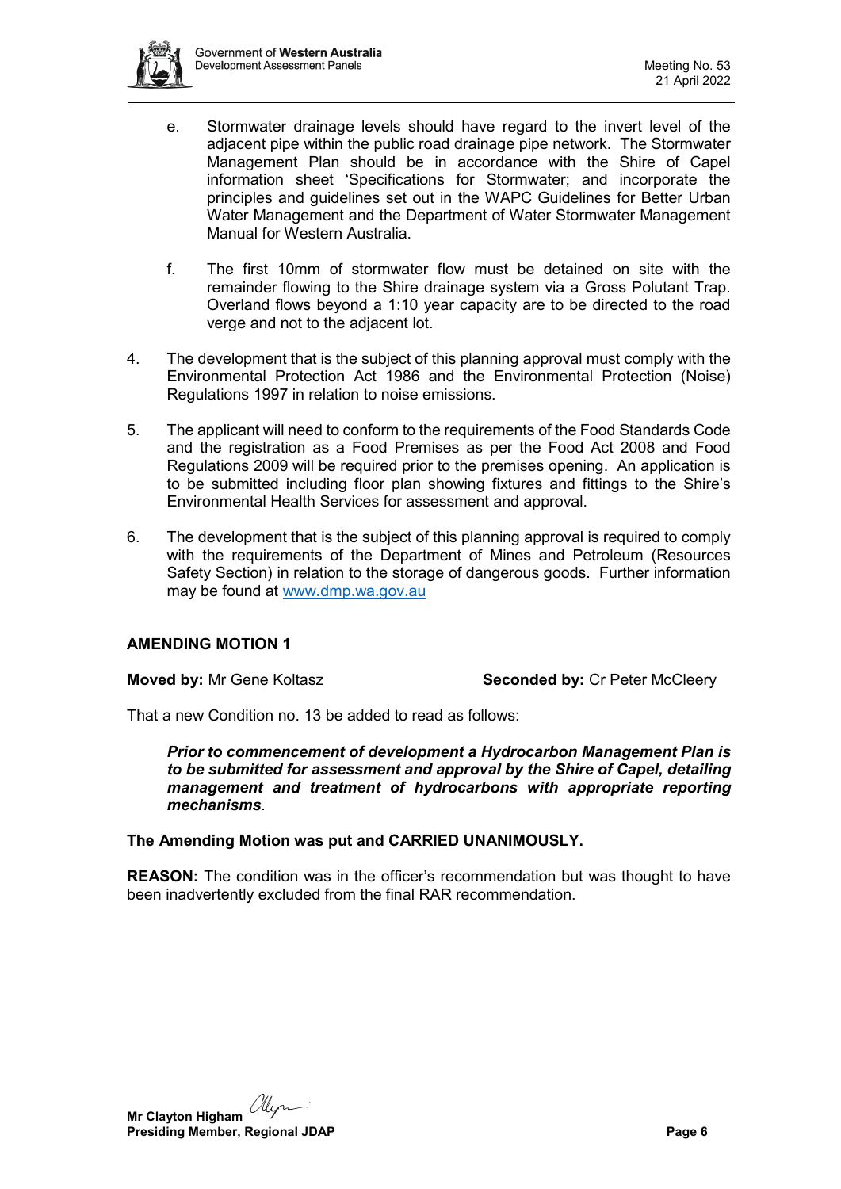e. Stormwater drainage levels should have regard to the invert level of the adjacent pipe within the public road drainage pipe network. The Stormwater Management Plan should be in accordance with the Shire of Capel information sheet 'Specifications for Stormwater; and incorporate the principles and guidelines set out in the WAPC Guidelines for Better Urban Water Management and the Department of Water Stormwater Management Manual for Western Australia.

f. The first 10mm of stormwater flow must be detained on site with the remainder flowing to the Shire drainage system via a Gross Polutant Trap. Overland flows beyond a 1:10 year capacity are to be directed to the road verge and not to the adjacent lot.

4. The development that is the subject of this planning approval must comply with the Environmental Protection Act 1986 and the Environmental Protection (Noise) Regulations 1997 in relation to noise emissions.

5. The applicant will need to conform to the requirements of the Food Standards Code and the registration as a Food Premises as per the Food Act 2008 and Food Regulations 2009 will be required prior to the premises opening. An application is to be submitted including floor plan showing fixtures and fittings to the Shire's Environmental Health Services for assessment and approval.

6. The development that is the subject of this planning approval is required to comply with the requirements of the Department of Mines and Petroleum (Resources Safety Section) in relation to the storage of dangerous goods. Further information may be found at www.dmp.wa.gov.au

**AMENDING MOTION 1**

**Moved by:** Mr Gene Koltasz **Seconded by:** Cr Peter McCleery

That a new Condition no. 13 be added to read as follows:

> ***Prior to commencement of development a Hydrocarbon Management Plan is to be submitted for assessment and approval by the Shire of Capel, detailing management and treatment of hydrocarbons with appropriate reporting mechanisms***.

**The Amending Motion was put and CARRIED UNANIMOUSLY.**

**REASON:** The condition was in the officer's recommendation but was thought to have been inadvertently excluded from the final RAR recommendation.

**Mr Clayton Higham**
**Presiding Member, Regional JDAP**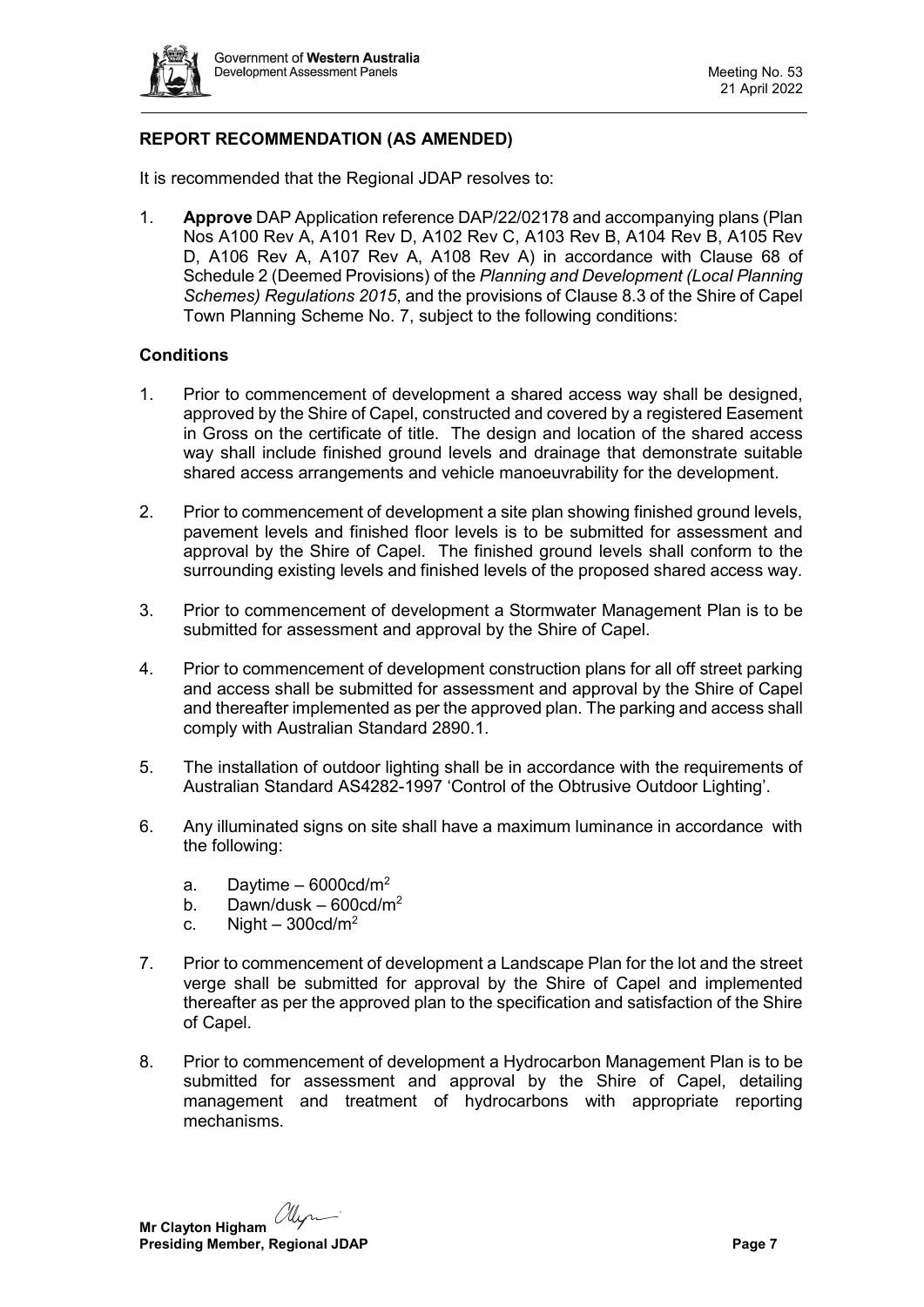## REPORT RECOMMENDATION (AS AMENDED)

It is recommended that the Regional JDAP resolves to:

1. **Approve** DAP Application reference DAP/22/02178 and accompanying plans (Plan Nos A100 Rev A, A101 Rev D, A102 Rev C, A103 Rev B, A104 Rev B, A105 Rev D, A106 Rev A, A107 Rev A, A108 Rev A) in accordance with Clause 68 of Schedule 2 (Deemed Provisions) of the *Planning and Development (Local Planning Schemes) Regulations 2015*, and the provisions of Clause 8.3 of the Shire of Capel Town Planning Scheme No. 7, subject to the following conditions:

### Conditions

1. Prior to commencement of development a shared access way shall be designed, approved by the Shire of Capel, constructed and covered by a registered Easement in Gross on the certificate of title. The design and location of the shared access way shall include finished ground levels and drainage that demonstrate suitable shared access arrangements and vehicle manoeuvrability for the development.

2. Prior to commencement of development a site plan showing finished ground levels, pavement levels and finished floor levels is to be submitted for assessment and approval by the Shire of Capel. The finished ground levels shall conform to the surrounding existing levels and finished levels of the proposed shared access way.

3. Prior to commencement of development a Stormwater Management Plan is to be submitted for assessment and approval by the Shire of Capel.

4. Prior to commencement of development construction plans for all off street parking and access shall be submitted for assessment and approval by the Shire of Capel and thereafter implemented as per the approved plan. The parking and access shall comply with Australian Standard 2890.1.

5. The installation of outdoor lighting shall be in accordance with the requirements of Australian Standard AS4282-1997 'Control of the Obtrusive Outdoor Lighting'.

6. Any illuminated signs on site shall have a maximum luminance in accordance with the following:

   a. Daytime – 6000cd/$m^2$
   b. Dawn/dusk – 600cd/$m^2$
   c. Night – 300cd/$m^2$

7. Prior to commencement of development a Landscape Plan for the lot and the street verge shall be submitted for approval by the Shire of Capel and implemented thereafter as per the approved plan to the specification and satisfaction of the Shire of Capel.

8. Prior to commencement of development a Hydrocarbon Management Plan is to be submitted for assessment and approval by the Shire of Capel, detailing management and treatment of hydrocarbons with appropriate reporting mechanisms.

**Mr Clayton Higham**
**Presiding Member, Regional JDAP**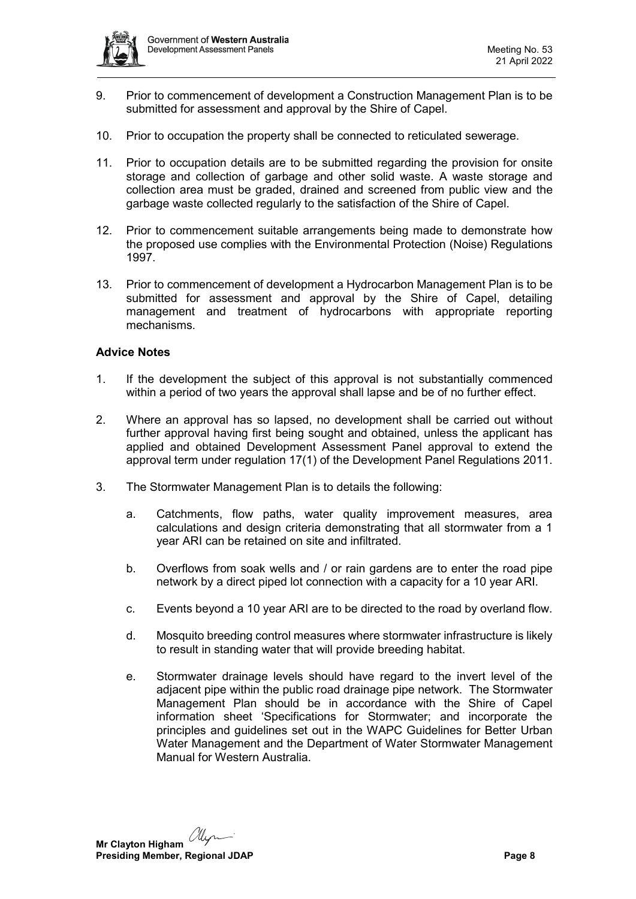9. Prior to commencement of development a Construction Management Plan is to be submitted for assessment and approval by the Shire of Capel.

10. Prior to occupation the property shall be connected to reticulated sewerage.

11. Prior to occupation details are to be submitted regarding the provision for onsite storage and collection of garbage and other solid waste. A waste storage and collection area must be graded, drained and screened from public view and the garbage waste collected regularly to the satisfaction of the Shire of Capel.

12. Prior to commencement suitable arrangements being made to demonstrate how the proposed use complies with the Environmental Protection (Noise) Regulations 1997.

13. Prior to commencement of development a Hydrocarbon Management Plan is to be submitted for assessment and approval by the Shire of Capel, detailing management and treatment of hydrocarbons with appropriate reporting mechanisms.

**Advice Notes**

1. If the development the subject of this approval is not substantially commenced within a period of two years the approval shall lapse and be of no further effect.

2. Where an approval has so lapsed, no development shall be carried out without further approval having first being sought and obtained, unless the applicant has applied and obtained Development Assessment Panel approval to extend the approval term under regulation 17(1) of the Development Panel Regulations 2011.

3. The Stormwater Management Plan is to details the following:

    a. Catchments, flow paths, water quality improvement measures, area calculations and design criteria demonstrating that all stormwater from a 1 year ARI can be retained on site and infiltrated.

    b. Overflows from soak wells and / or rain gardens are to enter the road pipe network by a direct piped lot connection with a capacity for a 10 year ARI.

    c. Events beyond a 10 year ARI are to be directed to the road by overland flow.

    d. Mosquito breeding control measures where stormwater infrastructure is likely to result in standing water that will provide breeding habitat.

    e. Stormwater drainage levels should have regard to the invert level of the adjacent pipe within the public road drainage pipe network. The Stormwater Management Plan should be in accordance with the Shire of Capel information sheet 'Specifications for Stormwater; and incorporate the principles and guidelines set out in the WAPC Guidelines for Better Urban Water Management and the Department of Water Stormwater Management Manual for Western Australia.

**Mr Clayton Higham**
**Presiding Member, Regional JDAP**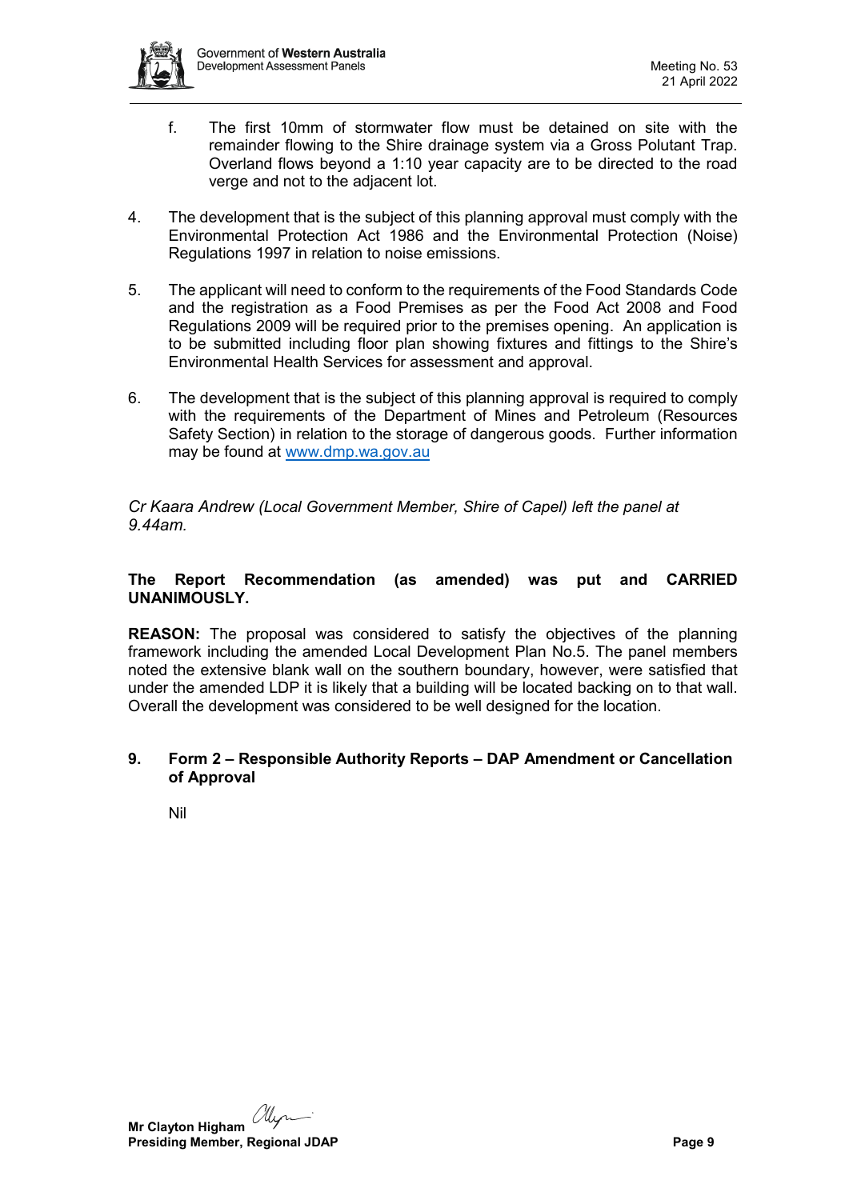f. The first 10mm of stormwater flow must be detained on site with the remainder flowing to the Shire drainage system via a Gross Polutant Trap. Overland flows beyond a 1:10 year capacity are to be directed to the road verge and not to the adjacent lot.

4. The development that is the subject of this planning approval must comply with the Environmental Protection Act 1986 and the Environmental Protection (Noise) Regulations 1997 in relation to noise emissions.

5. The applicant will need to conform to the requirements of the Food Standards Code and the registration as a Food Premises as per the Food Act 2008 and Food Regulations 2009 will be required prior to the premises opening. An application is to be submitted including floor plan showing fixtures and fittings to the Shire's Environmental Health Services for assessment and approval.

6. The development that is the subject of this planning approval is required to comply with the requirements of the Department of Mines and Petroleum (Resources Safety Section) in relation to the storage of dangerous goods. Further information may be found at www.dmp.wa.gov.au

*Cr Kaara Andrew (Local Government Member, Shire of Capel) left the panel at 9.44am.*

**The Report Recommendation (as amended) was put and CARRIED UNANIMOUSLY.**

**REASON:** The proposal was considered to satisfy the objectives of the planning framework including the amended Local Development Plan No.5. The panel members noted the extensive blank wall on the southern boundary, however, were satisfied that under the amended LDP it is likely that a building will be located backing on to that wall. Overall the development was considered to be well designed for the location.

## 9. Form 2 – Responsible Authority Reports – DAP Amendment or Cancellation of Approval

Nil

**Mr Clayton Higham**
**Presiding Member, Regional JDAP**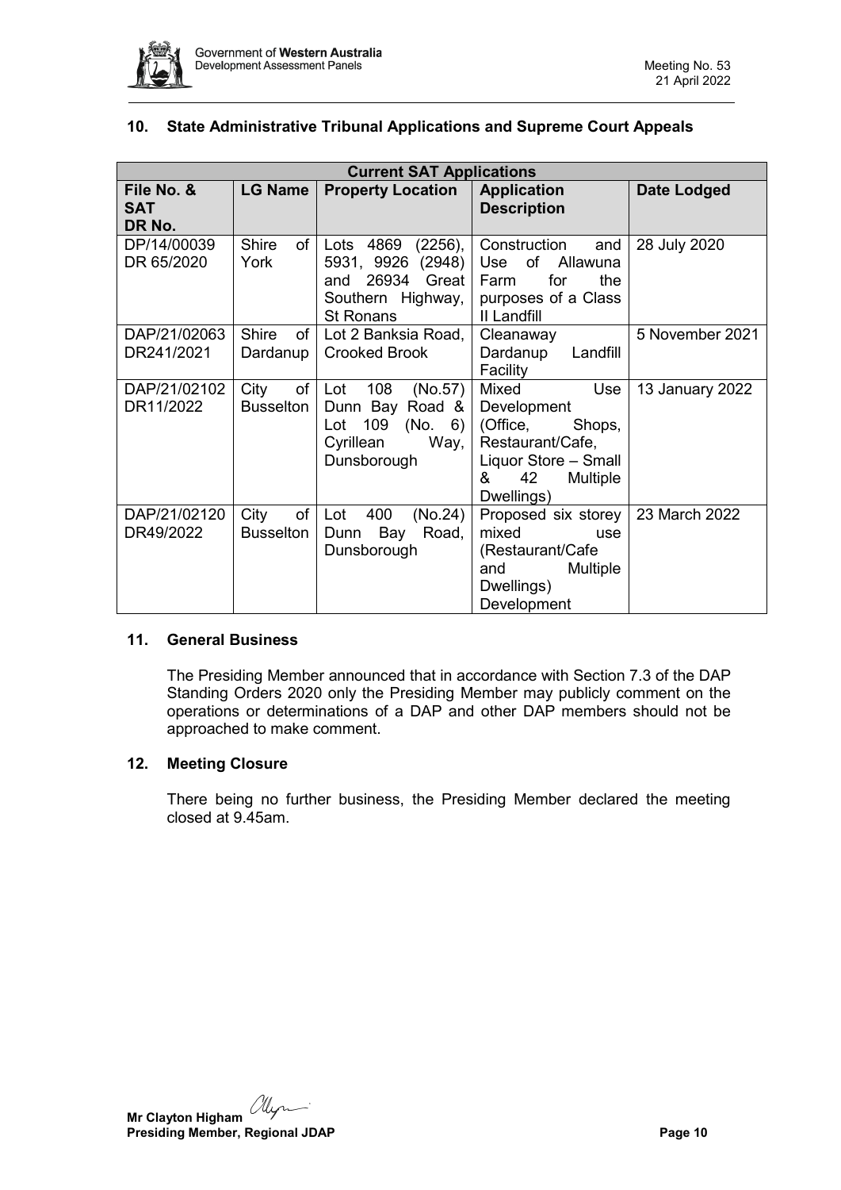## 10. State Administrative Tribunal Applications and Supreme Court Appeals

| Current SAT Applications | | | | |
|---|---|---|---|---|
| **File No. & SAT DR No.** | **LG Name** | **Property Location** | **Application Description** | **Date Lodged** |
| DP/14/00039 DR 65/2020 | Shire of York | Lots 4869 (2256), 5931, 9926 (2948) and 26934 Great Southern Highway, St Ronans | Construction and Use of Allawuna Farm for the purposes of a Class II Landfill | 28 July 2020 |
| DAP/21/02063 DR241/2021 | Shire of Dardanup | Lot 2 Banksia Road, Crooked Brook | Cleanaway Dardanup Landfill Facility | 5 November 2021 |
| DAP/21/02102 DR11/2022 | City of Busselton | Lot 108 (No.57) Dunn Bay Road & Lot 109 (No. 6) Cyrillean Way, Dunsborough | Mixed Use Development (Office, Shops, Restaurant/Cafe, Liquor Store – Small & 42 Multiple Dwellings) | 13 January 2022 |
| DAP/21/02120 DR49/2022 | City of Busselton | Lot 400 (No.24) Dunn Bay Road, Dunsborough | Proposed six storey mixed use (Restaurant/Cafe and Multiple Dwellings) Development | 23 March 2022 |

## 11. General Business

The Presiding Member announced that in accordance with Section 7.3 of the DAP Standing Orders 2020 only the Presiding Member may publicly comment on the operations or determinations of a DAP and other DAP members should not be approached to make comment.

## 12. Meeting Closure

There being no further business, the Presiding Member declared the meeting closed at 9.45am.

**Mr Clayton Higham**
**Presiding Member, Regional JDAP**